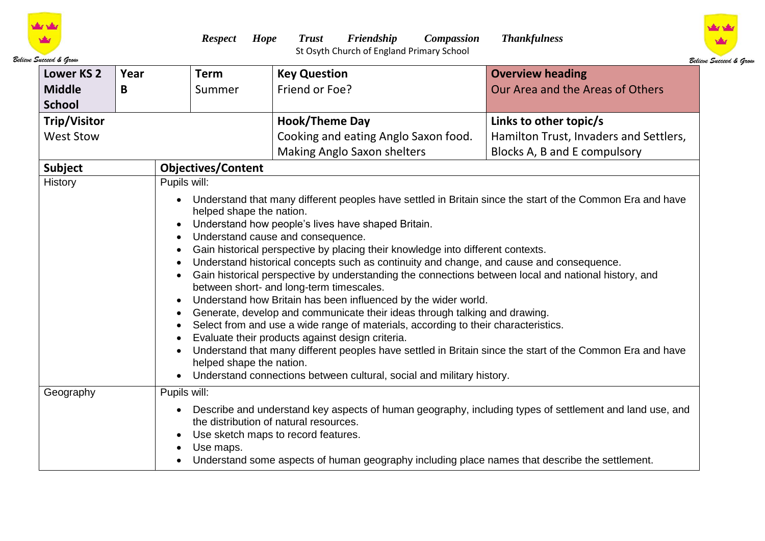*Respect Hope Trust Friendship Compassion Thankfulness*

St Osyth Church of England Primary School

Believe Succeed & Grow

| **Lower KS 2 Middle School** | **Year B** | **Term**<br>Summer | **Key Question**<br>Friend or Foe? | **Overview heading**<br>Our Area and the Areas of Others |
|---|---|---|---|---|
| **Trip/Visitor**<br>West Stow | | | **Hook/Theme Day**<br>Cooking and eating Anglo Saxon food.<br>Making Anglo Saxon shelters | **Links to other topic/s**<br>Hamilton Trust, Invaders and Settlers, Blocks A, B and E compulsory |

| **Subject** | **Objectives/Content** |
|---|---|
| History | Pupils will:<br>• Understand that many different peoples have settled in Britain since the start of the Common Era and have helped shape the nation.<br>• Understand how people's lives have shaped Britain.<br>• Understand cause and consequence.<br>• Gain historical perspective by placing their knowledge into different contexts.<br>• Understand historical concepts such as continuity and change, and cause and consequence.<br>• Gain historical perspective by understanding the connections between local and national history, and between short- and long-term timescales.<br>• Understand how Britain has been influenced by the wider world.<br>• Generate, develop and communicate their ideas through talking and drawing.<br>• Select from and use a wide range of materials, according to their characteristics.<br>• Evaluate their products against design criteria.<br>• Understand that many different peoples have settled in Britain since the start of the Common Era and have helped shape the nation.<br>• Understand connections between cultural, social and military history. |
| Geography | Pupils will:<br>• Describe and understand key aspects of human geography, including types of settlement and land use, and the distribution of natural resources.<br>• Use sketch maps to record features.<br>• Use maps.<br>• Understand some aspects of human geography including place names that describe the settlement. |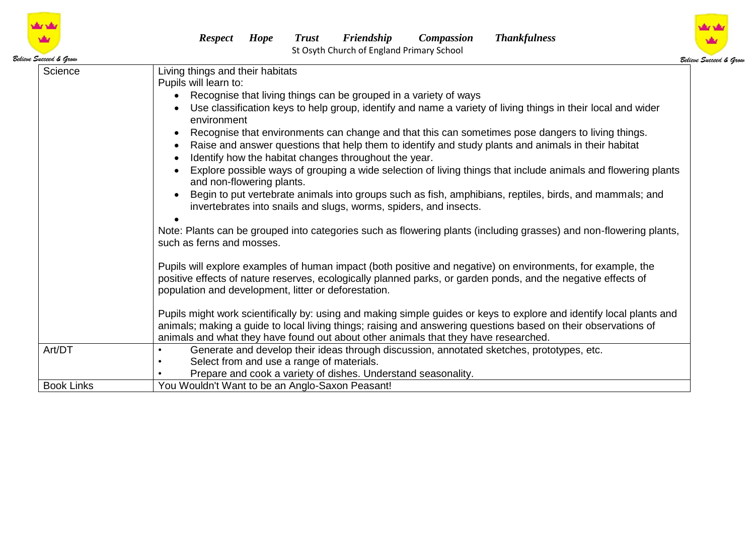| Science | Living things and their habitats<br>Pupils will learn to:<br>• Recognise that living things can be grouped in a variety of ways<br>• Use classification keys to help group, identify and name a variety of living things in their local and wider environment<br>• Recognise that environments can change and that this can sometimes pose dangers to living things.<br>• Raise and answer questions that help them to identify and study plants and animals in their habitat<br>• Identify how the habitat changes throughout the year.<br>• Explore possible ways of grouping a wide selection of living things that include animals and flowering plants and non-flowering plants.<br>• Begin to put vertebrate animals into groups such as fish, amphibians, reptiles, birds, and mammals; and invertebrates into snails and slugs, worms, spiders, and insects.<br>•<br>Note: Plants can be grouped into categories such as flowering plants (including grasses) and non-flowering plants, such as ferns and mosses.<br><br>Pupils will explore examples of human impact (both positive and negative) on environments, for example, the positive effects of nature reserves, ecologically planned parks, or garden ponds, and the negative effects of population and development, litter or deforestation.<br><br>Pupils might work scientifically by: using and making simple guides or keys to explore and identify local plants and animals; making a guide to local living things; raising and answering questions based on their observations of animals and what they have found out about other animals that they have researched. |
|---|---|
| Art/DT | • Generate and develop their ideas through discussion, annotated sketches, prototypes, etc.<br>• Select from and use a range of materials.<br>• Prepare and cook a variety of dishes. Understand seasonality. |
| Book Links | You Wouldn't Want to be an Anglo-Saxon Peasant! |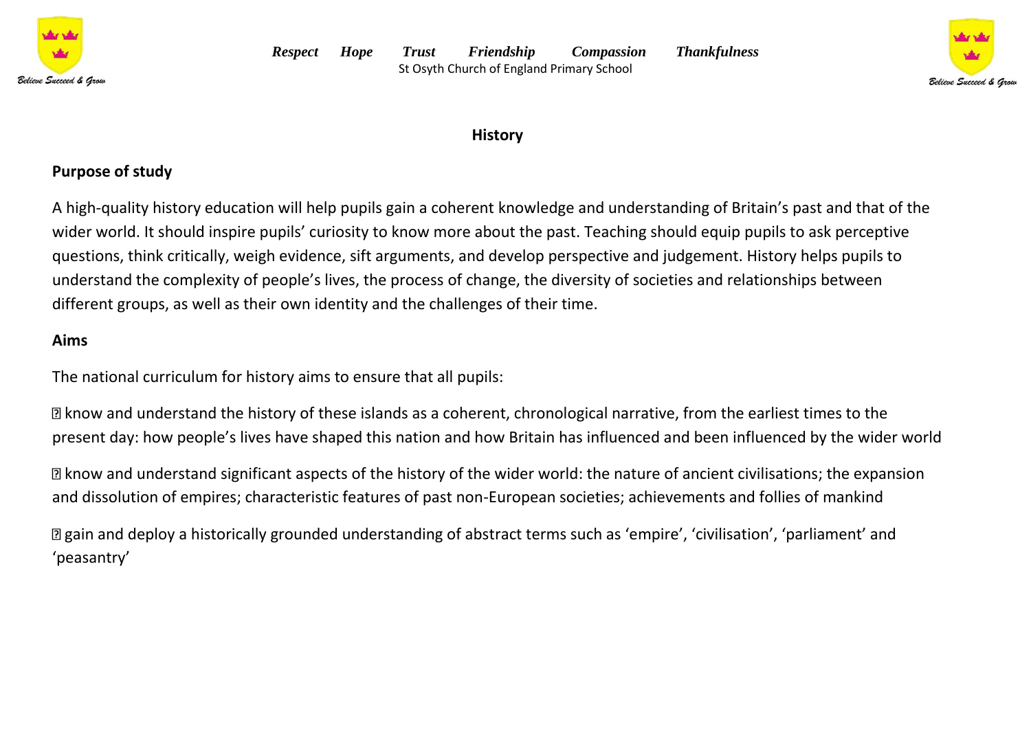## History

### Purpose of study

A high-quality history education will help pupils gain a coherent knowledge and understanding of Britain's past and that of the wider world. It should inspire pupils' curiosity to know more about the past. Teaching should equip pupils to ask perceptive questions, think critically, weigh evidence, sift arguments, and develop perspective and judgement. History helps pupils to understand the complexity of people's lives, the process of change, the diversity of societies and relationships between different groups, as well as their own identity and the challenges of their time.

### Aims

The national curriculum for history aims to ensure that all pupils:

- know and understand the history of these islands as a coherent, chronological narrative, from the earliest times to the present day: how people's lives have shaped this nation and how Britain has influenced and been influenced by the wider world
- know and understand significant aspects of the history of the wider world: the nature of ancient civilisations; the expansion and dissolution of empires; characteristic features of past non-European societies; achievements and follies of mankind
- gain and deploy a historically grounded understanding of abstract terms such as 'empire', 'civilisation', 'parliament' and 'peasantry'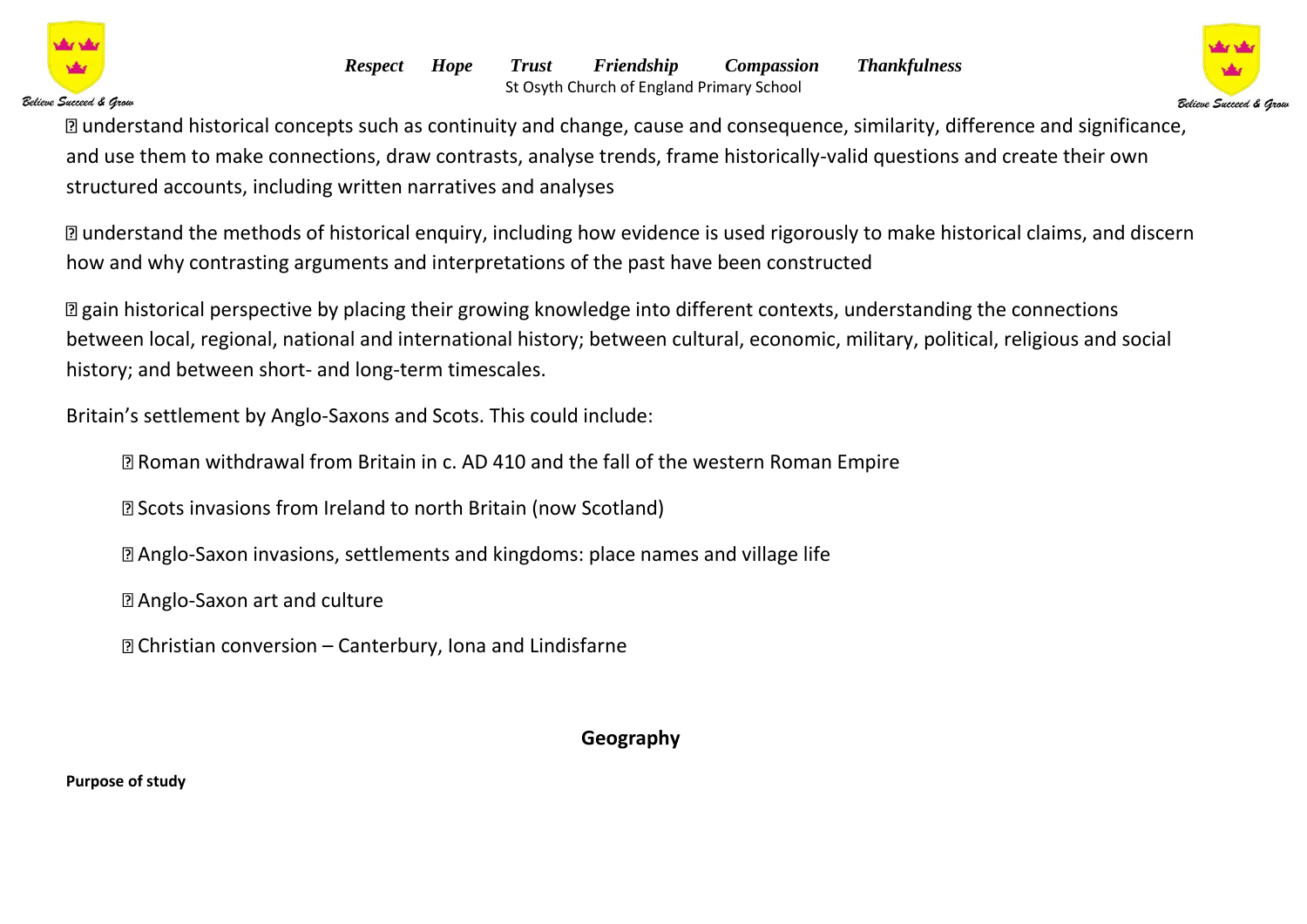- understand historical concepts such as continuity and change, cause and consequence, similarity, difference and significance, and use them to make connections, draw contrasts, analyse trends, frame historically-valid questions and create their own structured accounts, including written narratives and analyses

- understand the methods of historical enquiry, including how evidence is used rigorously to make historical claims, and discern how and why contrasting arguments and interpretations of the past have been constructed

- gain historical perspective by placing their growing knowledge into different contexts, understanding the connections between local, regional, national and international history; between cultural, economic, military, political, religious and social history; and between short- and long-term timescales.

Britain's settlement by Anglo-Saxons and Scots. This could include:

- Roman withdrawal from Britain in c. AD 410 and the fall of the western Roman Empire
- Scots invasions from Ireland to north Britain (now Scotland)
- Anglo-Saxon invasions, settlements and kingdoms: place names and village life
- Anglo-Saxon art and culture
- Christian conversion – Canterbury, Iona and Lindisfarne

## Geography

**Purpose of study**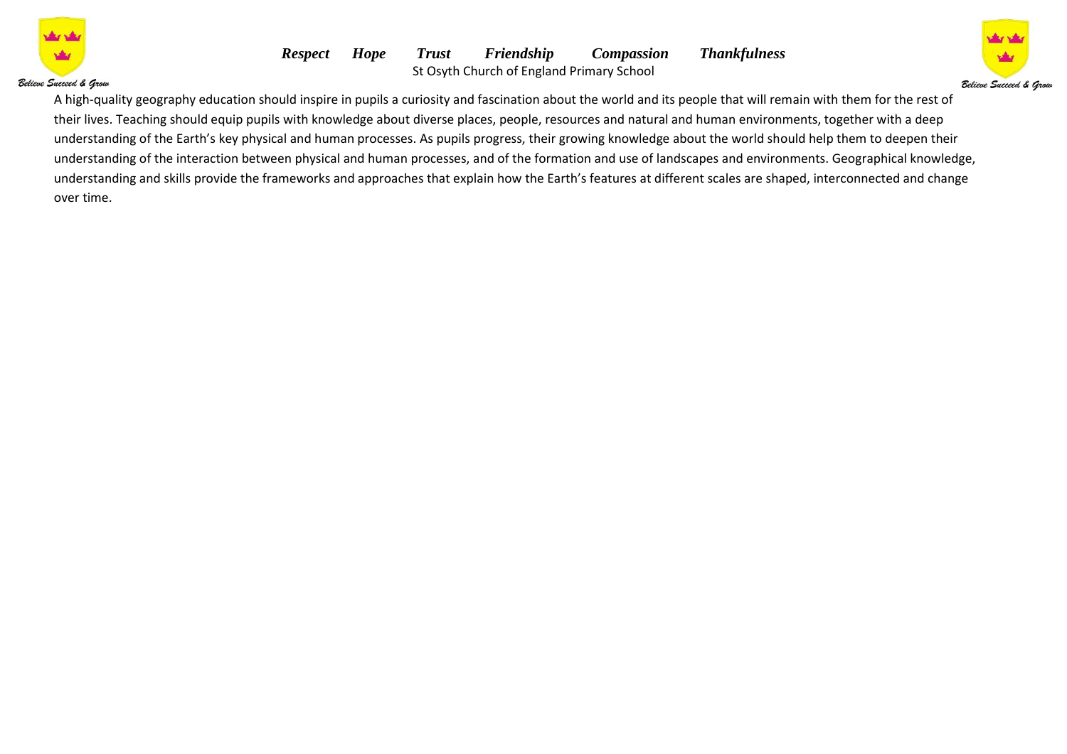A high-quality geography education should inspire in pupils a curiosity and fascination about the world and its people that will remain with them for the rest of their lives. Teaching should equip pupils with knowledge about diverse places, people, resources and natural and human environments, together with a deep understanding of the Earth's key physical and human processes. As pupils progress, their growing knowledge about the world should help them to deepen their understanding of the interaction between physical and human processes, and of the formation and use of landscapes and environments. Geographical knowledge, understanding and skills provide the frameworks and approaches that explain how the Earth's features at different scales are shaped, interconnected and change over time.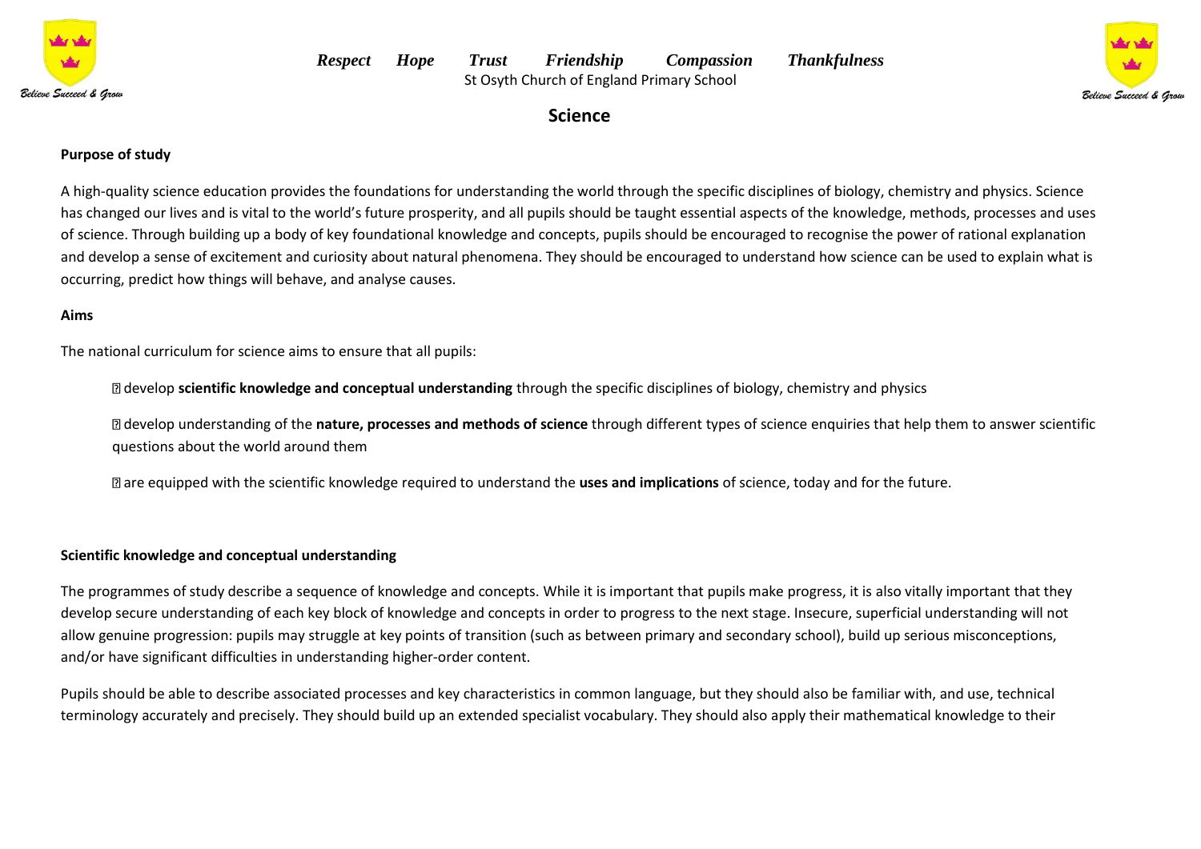*Respect Hope Trust Friendship Compassion Thankfulness*

St Osyth Church of England Primary School

# Science

**Purpose of study**

A high-quality science education provides the foundations for understanding the world through the specific disciplines of biology, chemistry and physics. Science has changed our lives and is vital to the world's future prosperity, and all pupils should be taught essential aspects of the knowledge, methods, processes and uses of science. Through building up a body of key foundational knowledge and concepts, pupils should be encouraged to recognise the power of rational explanation and develop a sense of excitement and curiosity about natural phenomena. They should be encouraged to understand how science can be used to explain what is occurring, predict how things will behave, and analyse causes.

**Aims**

The national curriculum for science aims to ensure that all pupils:

- develop **scientific knowledge and conceptual understanding** through the specific disciplines of biology, chemistry and physics
- develop understanding of the **nature, processes and methods of science** through different types of science enquiries that help them to answer scientific questions about the world around them
- are equipped with the scientific knowledge required to understand the **uses and implications** of science, today and for the future.

**Scientific knowledge and conceptual understanding**

The programmes of study describe a sequence of knowledge and concepts. While it is important that pupils make progress, it is also vitally important that they develop secure understanding of each key block of knowledge and concepts in order to progress to the next stage. Insecure, superficial understanding will not allow genuine progression: pupils may struggle at key points of transition (such as between primary and secondary school), build up serious misconceptions, and/or have significant difficulties in understanding higher-order content.

Pupils should be able to describe associated processes and key characteristics in common language, but they should also be familiar with, and use, technical terminology accurately and precisely. They should build up an extended specialist vocabulary. They should also apply their mathematical knowledge to their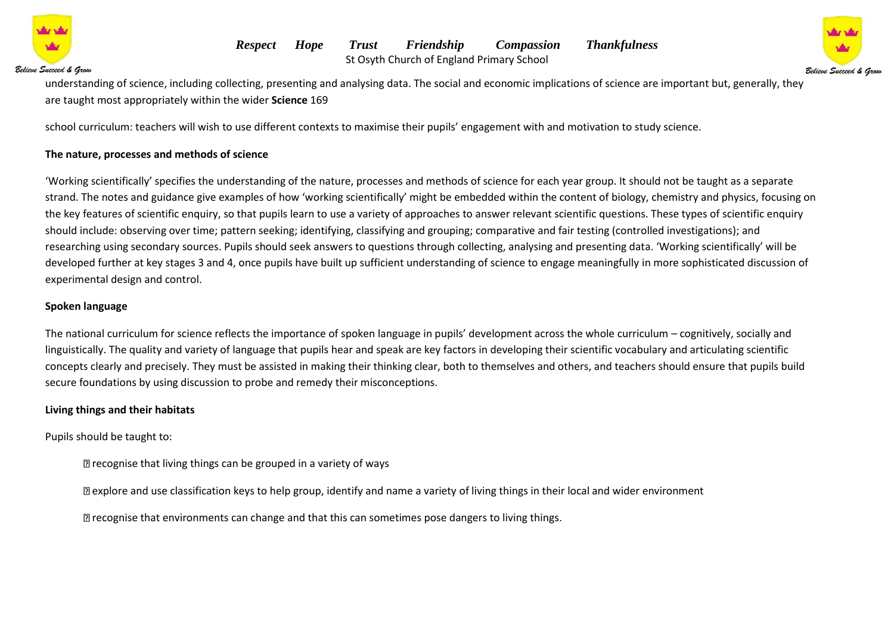understanding of science, including collecting, presenting and analysing data. The social and economic implications of science are important but, generally, they are taught most appropriately within the wider **Science** 169

school curriculum: teachers will wish to use different contexts to maximise their pupils' engagement with and motivation to study science.

**The nature, processes and methods of science**

'Working scientifically' specifies the understanding of the nature, processes and methods of science for each year group. It should not be taught as a separate strand. The notes and guidance give examples of how 'working scientifically' might be embedded within the content of biology, chemistry and physics, focusing on the key features of scientific enquiry, so that pupils learn to use a variety of approaches to answer relevant scientific questions. These types of scientific enquiry should include: observing over time; pattern seeking; identifying, classifying and grouping; comparative and fair testing (controlled investigations); and researching using secondary sources. Pupils should seek answers to questions through collecting, analysing and presenting data. 'Working scientifically' will be developed further at key stages 3 and 4, once pupils have built up sufficient understanding of science to engage meaningfully in more sophisticated discussion of experimental design and control.

**Spoken language**

The national curriculum for science reflects the importance of spoken language in pupils' development across the whole curriculum – cognitively, socially and linguistically. The quality and variety of language that pupils hear and speak are key factors in developing their scientific vocabulary and articulating scientific concepts clearly and precisely. They must be assisted in making their thinking clear, both to themselves and others, and teachers should ensure that pupils build secure foundations by using discussion to probe and remedy their misconceptions.

**Living things and their habitats**

Pupils should be taught to:

- recognise that living things can be grouped in a variety of ways
- explore and use classification keys to help group, identify and name a variety of living things in their local and wider environment
- recognise that environments can change and that this can sometimes pose dangers to living things.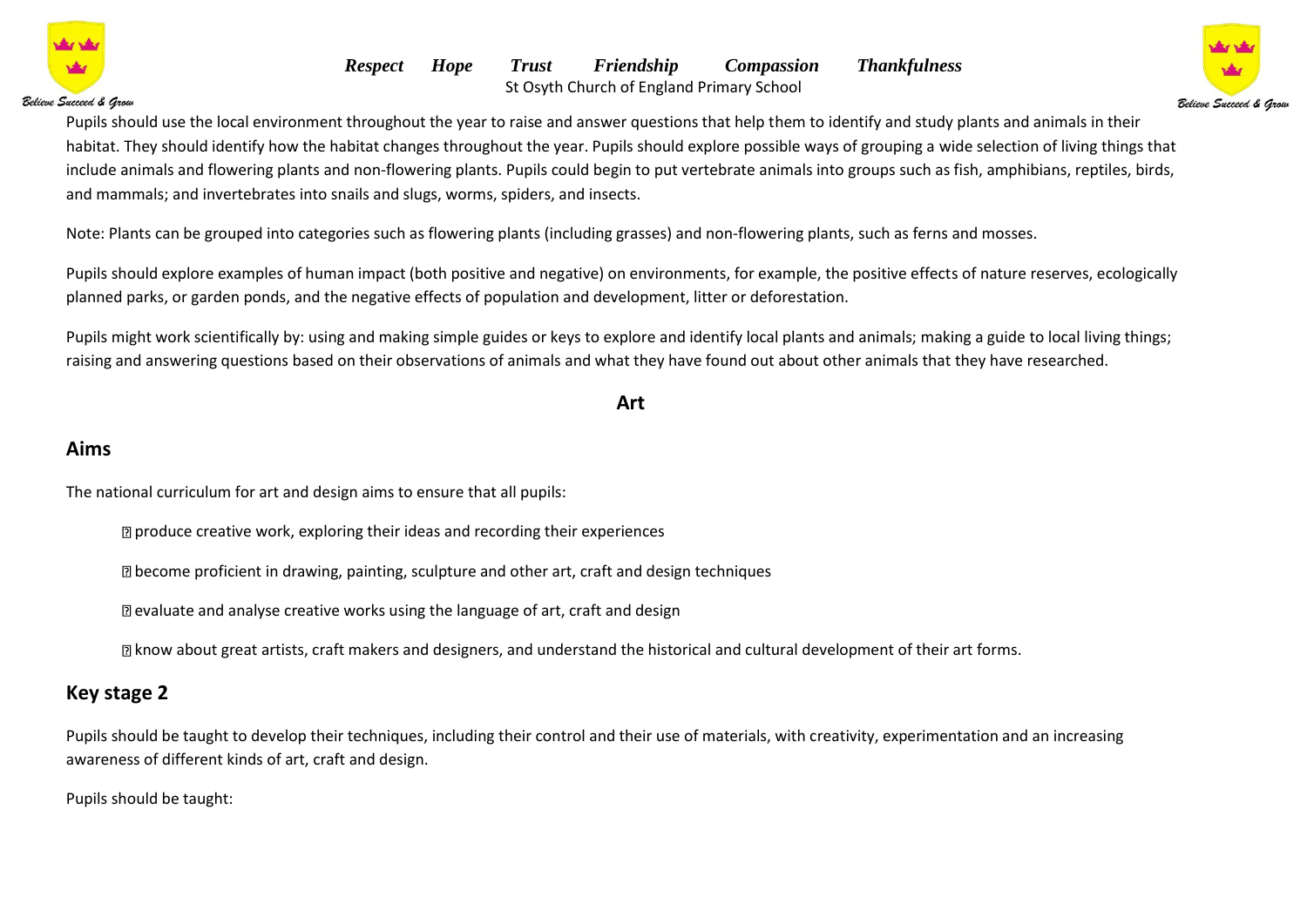Pupils should use the local environment throughout the year to raise and answer questions that help them to identify and study plants and animals in their habitat. They should identify how the habitat changes throughout the year. Pupils should explore possible ways of grouping a wide selection of living things that include animals and flowering plants and non-flowering plants. Pupils could begin to put vertebrate animals into groups such as fish, amphibians, reptiles, birds, and mammals; and invertebrates into snails and slugs, worms, spiders, and insects.

Note: Plants can be grouped into categories such as flowering plants (including grasses) and non-flowering plants, such as ferns and mosses.

Pupils should explore examples of human impact (both positive and negative) on environments, for example, the positive effects of nature reserves, ecologically planned parks, or garden ponds, and the negative effects of population and development, litter or deforestation.

Pupils might work scientifically by: using and making simple guides or keys to explore and identify local plants and animals; making a guide to local living things; raising and answering questions based on their observations of animals and what they have found out about other animals that they have researched.

# Art

## Aims

The national curriculum for art and design aims to ensure that all pupils:

- produce creative work, exploring their ideas and recording their experiences
- become proficient in drawing, painting, sculpture and other art, craft and design techniques
- evaluate and analyse creative works using the language of art, craft and design
- know about great artists, craft makers and designers, and understand the historical and cultural development of their art forms.

## Key stage 2

Pupils should be taught to develop their techniques, including their control and their use of materials, with creativity, experimentation and an increasing awareness of different kinds of art, craft and design.

Pupils should be taught: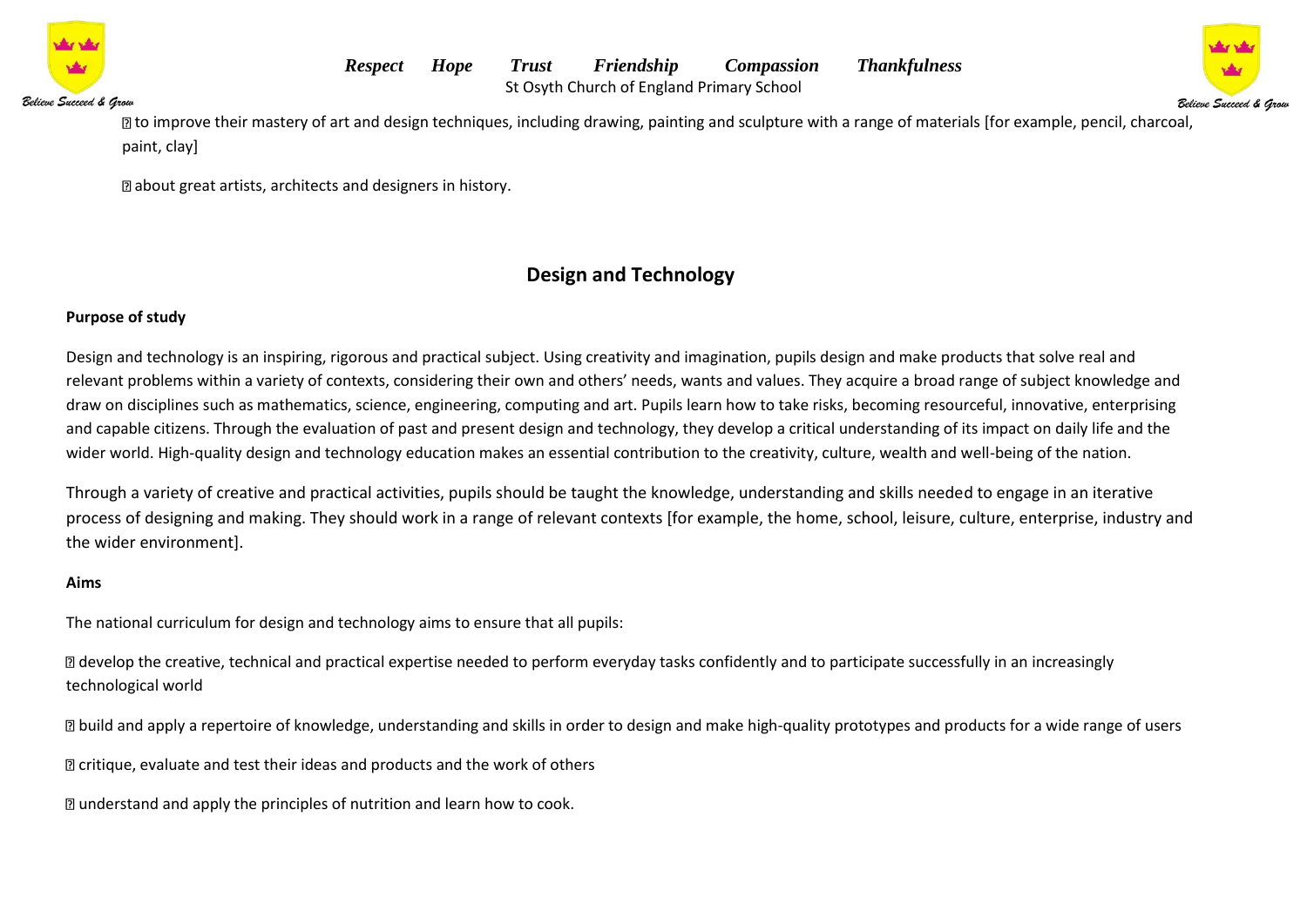- to improve their mastery of art and design techniques, including drawing, painting and sculpture with a range of materials [for example, pencil, charcoal, paint, clay]

- about great artists, architects and designers in history.

## Design and Technology

**Purpose of study**

Design and technology is an inspiring, rigorous and practical subject. Using creativity and imagination, pupils design and make products that solve real and relevant problems within a variety of contexts, considering their own and others' needs, wants and values. They acquire a broad range of subject knowledge and draw on disciplines such as mathematics, science, engineering, computing and art. Pupils learn how to take risks, becoming resourceful, innovative, enterprising and capable citizens. Through the evaluation of past and present design and technology, they develop a critical understanding of its impact on daily life and the wider world. High-quality design and technology education makes an essential contribution to the creativity, culture, wealth and well-being of the nation.

Through a variety of creative and practical activities, pupils should be taught the knowledge, understanding and skills needed to engage in an iterative process of designing and making. They should work in a range of relevant contexts [for example, the home, school, leisure, culture, enterprise, industry and the wider environment].

**Aims**

The national curriculum for design and technology aims to ensure that all pupils:

- develop the creative, technical and practical expertise needed to perform everyday tasks confidently and to participate successfully in an increasingly technological world

- build and apply a repertoire of knowledge, understanding and skills in order to design and make high-quality prototypes and products for a wide range of users

- critique, evaluate and test their ideas and products and the work of others

- understand and apply the principles of nutrition and learn how to cook.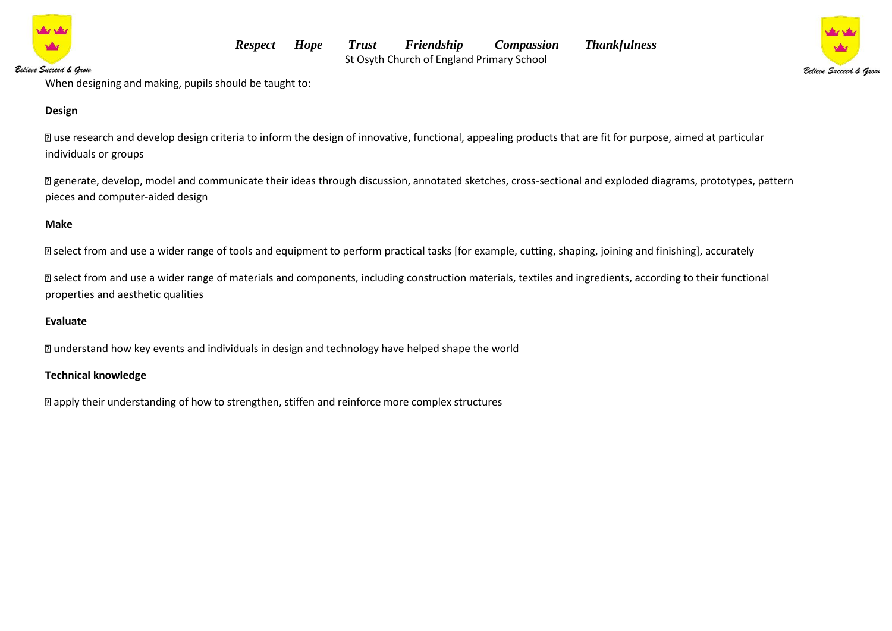When designing and making, pupils should be taught to:

**Design**

- use research and develop design criteria to inform the design of innovative, functional, appealing products that are fit for purpose, aimed at particular individuals or groups

- generate, develop, model and communicate their ideas through discussion, annotated sketches, cross-sectional and exploded diagrams, prototypes, pattern pieces and computer-aided design

**Make**

- select from and use a wider range of tools and equipment to perform practical tasks [for example, cutting, shaping, joining and finishing], accurately

- select from and use a wider range of materials and components, including construction materials, textiles and ingredients, according to their functional properties and aesthetic qualities

**Evaluate**

- understand how key events and individuals in design and technology have helped shape the world

**Technical knowledge**

- apply their understanding of how to strengthen, stiffen and reinforce more complex structures